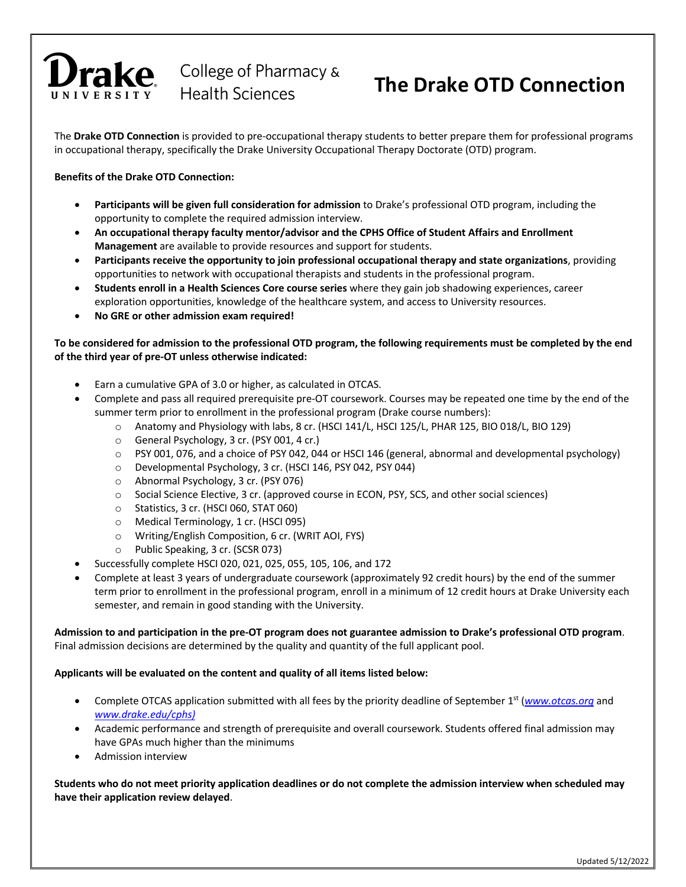Drake UNIVERSITY | College of Pharmacy & Health Sciences

# The Drake OTD Connection

The **Drake OTD Connection** is provided to pre-occupational therapy students to better prepare them for professional programs in occupational therapy, specifically the Drake University Occupational Therapy Doctorate (OTD) program.

**Benefits of the Drake OTD Connection:**

- **Participants will be given full consideration for admission** to Drake's professional OTD program, including the opportunity to complete the required admission interview.
- **An occupational therapy faculty mentor/advisor and the CPHS Office of Student Affairs and Enrollment Management** are available to provide resources and support for students.
- **Participants receive the opportunity to join professional occupational therapy and state organizations**, providing opportunities to network with occupational therapists and students in the professional program.
- **Students enroll in a Health Sciences Core course series** where they gain job shadowing experiences, career exploration opportunities, knowledge of the healthcare system, and access to University resources.
- **No GRE or other admission exam required!**

**To be considered for admission to the professional OTD program, the following requirements must be completed by the end of the third year of pre-OT unless otherwise indicated:**

- Earn a cumulative GPA of 3.0 or higher, as calculated in OTCAS.
- Complete and pass all required prerequisite pre-OT coursework. Courses may be repeated one time by the end of the summer term prior to enrollment in the professional program (Drake course numbers):
  - Anatomy and Physiology with labs, 8 cr. (HSCI 141/L, HSCI 125/L, PHAR 125, BIO 018/L, BIO 129)
  - General Psychology, 3 cr. (PSY 001, 4 cr.)
  - PSY 001, 076, and a choice of PSY 042, 044 or HSCI 146 (general, abnormal and developmental psychology)
  - Developmental Psychology, 3 cr. (HSCI 146, PSY 042, PSY 044)
  - Abnormal Psychology, 3 cr. (PSY 076)
  - Social Science Elective, 3 cr. (approved course in ECON, PSY, SCS, and other social sciences)
  - Statistics, 3 cr. (HSCI 060, STAT 060)
  - Medical Terminology, 1 cr. (HSCI 095)
  - Writing/English Composition, 6 cr. (WRIT AOI, FYS)
  - Public Speaking, 3 cr. (SCSR 073)
- Successfully complete HSCI 020, 021, 025, 055, 105, 106, and 172
- Complete at least 3 years of undergraduate coursework (approximately 92 credit hours) by the end of the summer term prior to enrollment in the professional program, enroll in a minimum of 12 credit hours at Drake University each semester, and remain in good standing with the University.

**Admission to and participation in the pre-OT program does not guarantee admission to Drake's professional OTD program**. Final admission decisions are determined by the quality and quantity of the full applicant pool.

**Applicants will be evaluated on the content and quality of all items listed below:**

- Complete OTCAS application submitted with all fees by the priority deadline of September 1st (*www.otcas.org* and *www.drake.edu/cphs)*
- Academic performance and strength of prerequisite and overall coursework. Students offered final admission may have GPAs much higher than the minimums
- Admission interview

**Students who do not meet priority application deadlines or do not complete the admission interview when scheduled may have their application review delayed**.

Updated 5/12/2022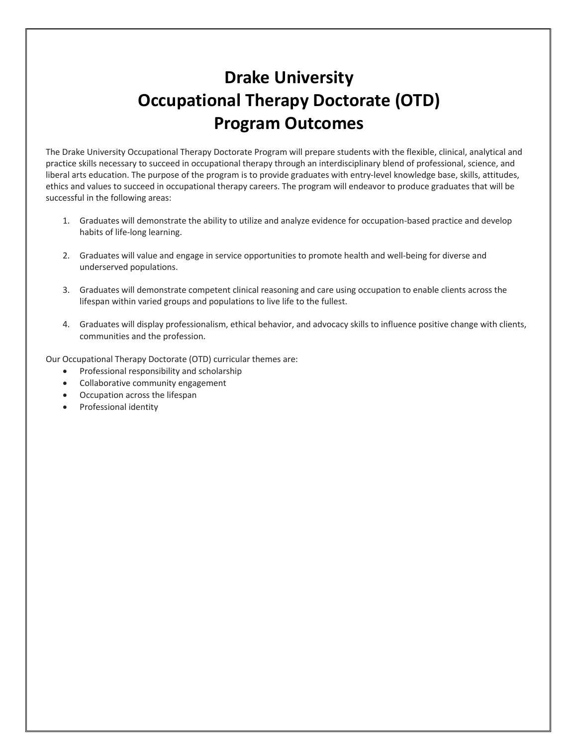# Drake University
# Occupational Therapy Doctorate (OTD)
# Program Outcomes

The Drake University Occupational Therapy Doctorate Program will prepare students with the flexible, clinical, analytical and practice skills necessary to succeed in occupational therapy through an interdisciplinary blend of professional, science, and liberal arts education. The purpose of the program is to provide graduates with entry-level knowledge base, skills, attitudes, ethics and values to succeed in occupational therapy careers. The program will endeavor to produce graduates that will be successful in the following areas:

1. Graduates will demonstrate the ability to utilize and analyze evidence for occupation-based practice and develop habits of life-long learning.

2. Graduates will value and engage in service opportunities to promote health and well-being for diverse and underserved populations.

3. Graduates will demonstrate competent clinical reasoning and care using occupation to enable clients across the lifespan within varied groups and populations to live life to the fullest.

4. Graduates will display professionalism, ethical behavior, and advocacy skills to influence positive change with clients, communities and the profession.

Our Occupational Therapy Doctorate (OTD) curricular themes are:

- Professional responsibility and scholarship
- Collaborative community engagement
- Occupation across the lifespan
- Professional identity